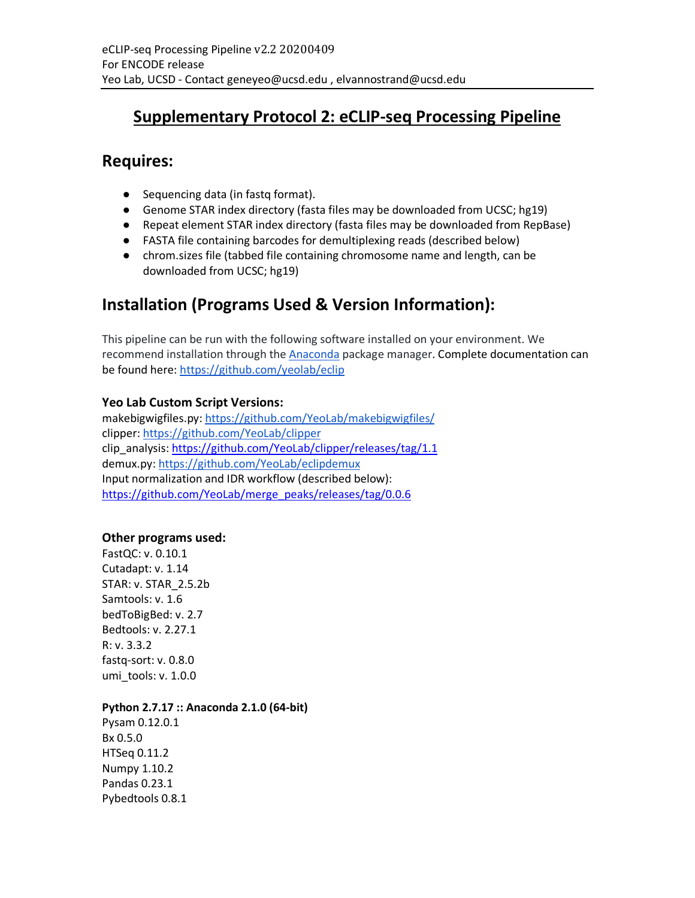eCLIP-seq Processing Pipeline v2.2 20200409
For ENCODE release
Yeo Lab, UCSD - Contact geneyeo@ucsd.edu , elvannostrand@ucsd.edu

# Supplementary Protocol 2: eCLIP-seq Processing Pipeline

## Requires:

- Sequencing data (in fastq format).
- Genome STAR index directory (fasta files may be downloaded from UCSC; hg19)
- Repeat element STAR index directory (fasta files may be downloaded from RepBase)
- FASTA file containing barcodes for demultiplexing reads (described below)
- chrom.sizes file (tabbed file containing chromosome name and length, can be downloaded from UCSC; hg19)

## Installation (Programs Used & Version Information):

This pipeline can be run with the following software installed on your environment. We recommend installation through the Anaconda package manager. Complete documentation can be found here: https://github.com/yeolab/eclip

**Yeo Lab Custom Script Versions:**
makebigwigfiles.py: https://github.com/YeoLab/makebigwigfiles/
clipper: https://github.com/YeoLab/clipper
clip_analysis: https://github.com/YeoLab/clipper/releases/tag/1.1
demux.py: https://github.com/YeoLab/eclipdemux
Input normalization and IDR workflow (described below):
https://github.com/YeoLab/merge_peaks/releases/tag/0.0.6

**Other programs used:**
FastQC: v. 0.10.1
Cutadapt: v. 1.14
STAR: v. STAR_2.5.2b
Samtools: v. 1.6
bedToBigBed: v. 2.7
Bedtools: v. 2.27.1
R: v. 3.3.2
fastq-sort: v. 0.8.0
umi_tools: v. 1.0.0

**Python 2.7.17 :: Anaconda 2.1.0 (64-bit)**
Pysam 0.12.0.1
Bx 0.5.0
HTSeq 0.11.2
Numpy 1.10.2
Pandas 0.23.1
Pybedtools 0.8.1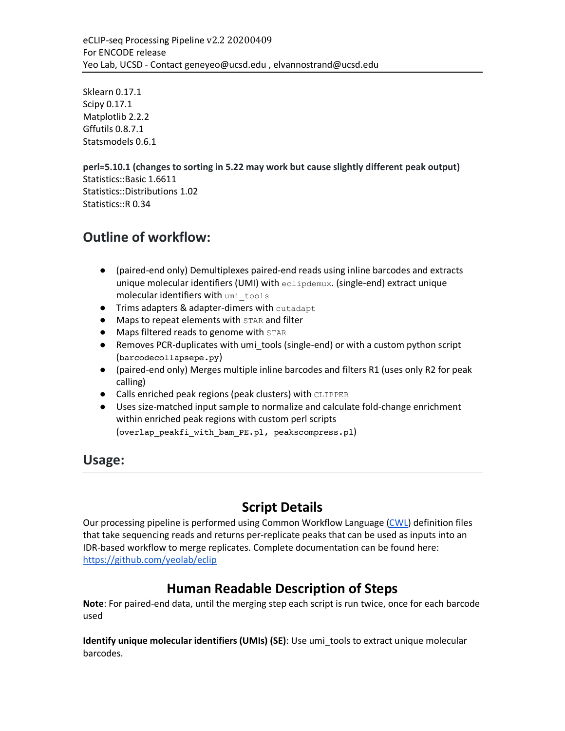Sklearn 0.17.1
Scipy 0.17.1
Matplotlib 2.2.2
Gffutils 0.8.7.1
Statsmodels 0.6.1

**perl=5.10.1 (changes to sorting in 5.22 may work but cause slightly different peak output)**
Statistics::Basic 1.6611
Statistics::Distributions 1.02
Statistics::R 0.34

## Outline of workflow:

- (paired-end only) Demultiplexes paired-end reads using inline barcodes and extracts unique molecular identifiers (UMI) with `eclipdemux`. (single-end) extract unique molecular identifiers with `umi_tools`
- Trims adapters & adapter-dimers with `cutadapt`
- Maps to repeat elements with `STAR` and filter
- Maps filtered reads to genome with `STAR`
- Removes PCR-duplicates with umi_tools (single-end) or with a custom python script (`barcodecollapsepe.py`)
- (paired-end only) Merges multiple inline barcodes and filters R1 (uses only R2 for peak calling)
- Calls enriched peak regions (peak clusters) with `CLIPPER`
- Uses size-matched input sample to normalize and calculate fold-change enrichment within enriched peak regions with custom perl scripts (`overlap_peakfi_with_bam_PE.pl, peakscompress.pl`)

## Usage:

### Script Details

Our processing pipeline is performed using Common Workflow Language (CWL) definition files that take sequencing reads and returns per-replicate peaks that can be used as inputs into an IDR-based workflow to merge replicates. Complete documentation can be found here: https://github.com/yeolab/eclip

### Human Readable Description of Steps

**Note**: For paired-end data, until the merging step each script is run twice, once for each barcode used

**Identify unique molecular identifiers (UMIs) (SE)**: Use umi_tools to extract unique molecular barcodes.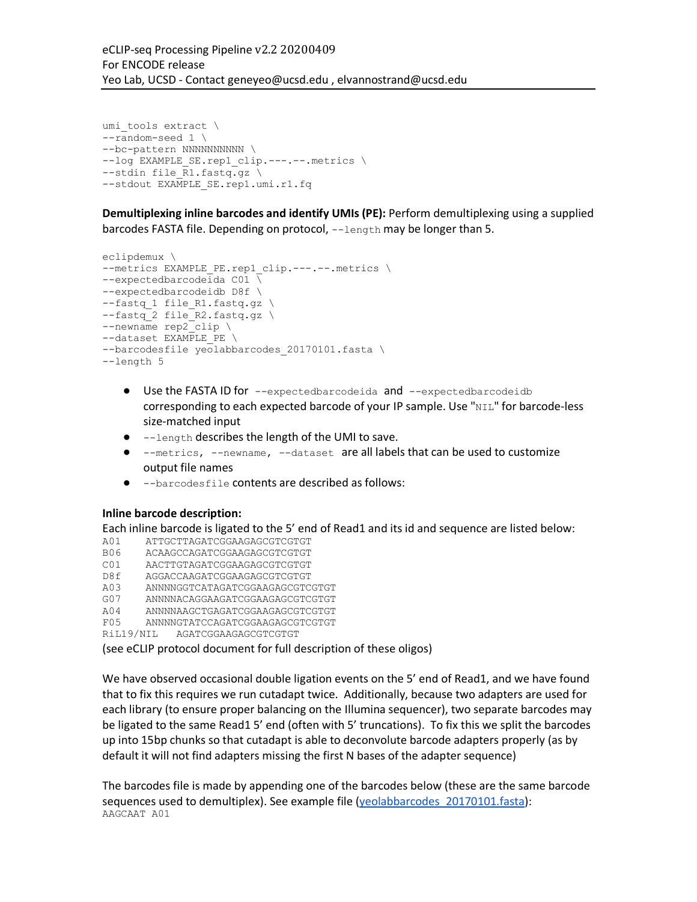```
umi_tools extract \
--random-seed 1 \
--bc-pattern NNNNNNNNNN \
--log EXAMPLE_SE.rep1_clip.---.--.metrics \
--stdin file_R1.fastq.gz \
--stdout EXAMPLE_SE.rep1.umi.r1.fq
```

**Demultiplexing inline barcodes and identify UMIs (PE):** Perform demultiplexing using a supplied barcodes FASTA file. Depending on protocol, `--length` may be longer than 5.

```
eclipdemux \
--metrics EXAMPLE_PE.rep1_clip.---.--.metrics \
--expectedbarcodeida C01 \
--expectedbarcodeidb D8f \
--fastq_1 file_R1.fastq.gz \
--fastq_2 file_R2.fastq.gz \
--newname rep2_clip \
--dataset EXAMPLE_PE \
--barcodesfile yeolabbarcodes_20170101.fasta \
--length 5
```

- Use the FASTA ID for `--expectedbarcodeida` and `--expectedbarcodeidb` corresponding to each expected barcode of your IP sample. Use "`NIL`" for barcode-less size-matched input
- `--length` describes the length of the UMI to save.
- `--metrics`, `--newname`, `--dataset` are all labels that can be used to customize output file names
- `--barcodesfile` contents are described as follows:

**Inline barcode description:**

Each inline barcode is ligated to the 5' end of Read1 and its id and sequence are listed below:

```
A01     ATTGCTTAGATCGGAAGAGCGTCGTGT
B06     ACAAGCCAGATCGGAAGAGCGTCGTGT
C01     AACTTGTAGATCGGAAGAGCGTCGTGT
D8f     AGGACCAAGATCGGAAGAGCGTCGTGT
A03     ANNNNGGTCATAGATCGGAAGAGCGTCGTGT
G07     ANNNNACAGGAAGATCGGAAGAGCGTCGTGT
A04     ANNNNAAGCTGAGATCGGAAGAGCGTCGTGT
F05     ANNNNGTATCCAGATCGGAAGAGCGTCGTGT
RiL19/NIL    AGATCGGAAGAGCGTCGTGT
```

(see eCLIP protocol document for full description of these oligos)

We have observed occasional double ligation events on the 5' end of Read1, and we have found that to fix this requires we run cutadapt twice. Additionally, because two adapters are used for each library (to ensure proper balancing on the Illumina sequencer), two separate barcodes may be ligated to the same Read1 5' end (often with 5' truncations). To fix this we split the barcodes up into 15bp chunks so that cutadapt is able to deconvolute barcode adapters properly (as by default it will not find adapters missing the first N bases of the adapter sequence)

The barcodes file is made by appending one of the barcodes below (these are the same barcode sequences used to demultiplex). See example file (yeolabbarcodes_20170101.fasta):

```
AAGCAAT A01
```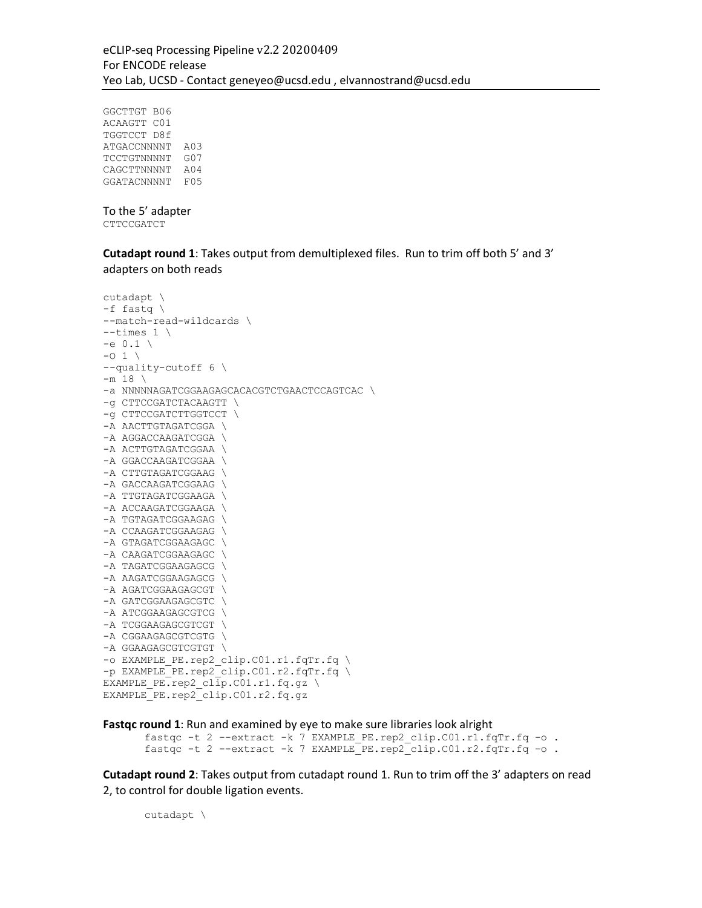```
GGCTTGT B06
ACAAGTT C01
TGGTCCT D8f
ATGACCNNNNT  A03
TCCTGTNNNNT  G07
CAGCTTNNNNT  A04
GGATACNNNNT  F05
```

To the 5' adapter

```
CTTCCGATCT
```

**Cutadapt round 1**: Takes output from demultiplexed files. Run to trim off both 5' and 3' adapters on both reads

```
cutadapt \
-f fastq \
--match-read-wildcards \
--times 1 \
-e 0.1 \
-O 1 \
--quality-cutoff 6 \
-m 18 \
-a NNNNNAGATCGGAAGAGCACACGTCTGAACTCCAGTCAC \
-g CTTCCGATCTACAAGTT \
-g CTTCCGATCTTGGTCCT \
-A AACTTGTAGATCGGA \
-A AGGACCAAGATCGGA \
-A ACTTGTAGATCGGAA \
-A GGACCAAGATCGGAA \
-A CTTGTAGATCGGAAG \
-A GACCAAGATCGGAAG \
-A TTGTAGATCGGAAGA \
-A ACCAAGATCGGAAGA \
-A TGTAGATCGGAAGAG \
-A CCAAGATCGGAAGAG \
-A GTAGATCGGAAGAGC \
-A CAAGATCGGAAGAGC \
-A TAGATCGGAAGAGCG \
-A AAGATCGGAAGAGCG \
-A AGATCGGAAGAGCGT \
-A GATCGGAAGAGCGTC \
-A ATCGGAAGAGCGTCG \
-A TCGGAAGAGCGTCGT \
-A CGGAAGAGCGTCGTG \
-A GGAAGAGCGTCGTGT \
-o EXAMPLE_PE.rep2_clip.C01.r1.fqTr.fq \
-p EXAMPLE_PE.rep2_clip.C01.r2.fqTr.fq \
EXAMPLE_PE.rep2_clip.C01.r1.fq.gz \
EXAMPLE_PE.rep2_clip.C01.r2.fq.gz
```

**Fastqc round 1**: Run and examined by eye to make sure libraries look alright

```
fastqc -t 2 --extract -k 7 EXAMPLE_PE.rep2_clip.C01.r1.fqTr.fq -o .
fastqc -t 2 --extract -k 7 EXAMPLE_PE.rep2_clip.C01.r2.fqTr.fq –o .
```

**Cutadapt round 2**: Takes output from cutadapt round 1. Run to trim off the 3' adapters on read 2, to control for double ligation events.

```
cutadapt \
```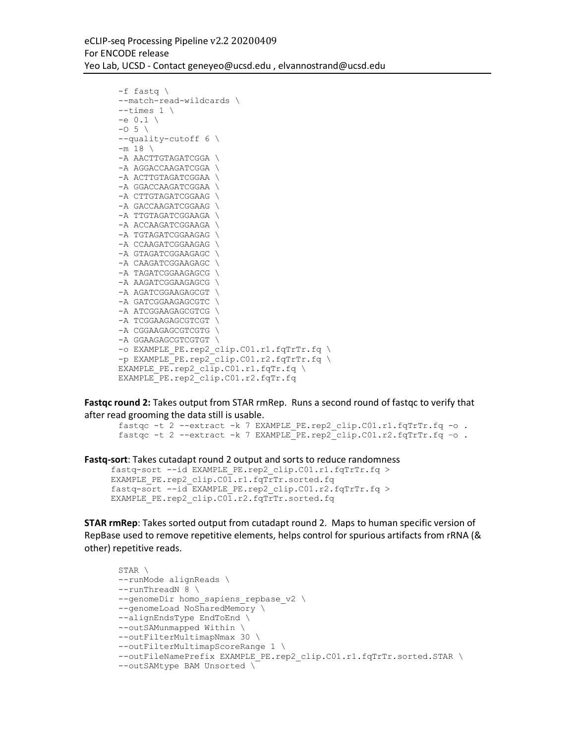```
-f fastq \
--match-read-wildcards \
--times 1 \
-e 0.1 \
-O 5 \
--quality-cutoff 6 \
-m 18 \
-A AACTTGTAGATCGGA \
-A AGGACCAAGATCGGA \
-A ACTTGTAGATCGGAA \
-A GGACCAAGATCGGAA \
-A CTTGTAGATCGGAAG \
-A GACCAAGATCGGAAG \
-A TTGTAGATCGGAAGA \
-A ACCAAGATCGGAAGA \
-A TGTAGATCGGAAGAG \
-A CCAAGATCGGAAGAG \
-A GTAGATCGGAAGAGC \
-A CAAGATCGGAAGAGC \
-A TAGATCGGAAGAGCG \
-A AAGATCGGAAGAGCG \
-A AGATCGGAAGAGCGT \
-A GATCGGAAGAGCGTC \
-A ATCGGAAGAGCGTCG \
-A TCGGAAGAGCGTCGT \
-A CGGAAGAGCGTCGTG \
-A GGAAGAGCGTCGTGT \
-o EXAMPLE_PE.rep2_clip.C01.r1.fqTrTr.fq \
-p EXAMPLE_PE.rep2_clip.C01.r2.fqTrTr.fq \
EXAMPLE_PE.rep2_clip.C01.r1.fqTr.fq \
EXAMPLE_PE.rep2_clip.C01.r2.fqTr.fq
```

**Fastqc round 2:** Takes output from STAR rmRep. Runs a second round of fastqc to verify that after read grooming the data still is usable.

```
fastqc -t 2 --extract -k 7 EXAMPLE_PE.rep2_clip.C01.r1.fqTrTr.fq -o .
fastqc -t 2 --extract -k 7 EXAMPLE_PE.rep2_clip.C01.r2.fqTrTr.fq –o .
```

**Fastq-sort**: Takes cutadapt round 2 output and sorts to reduce randomness

```
fastq-sort --id EXAMPLE_PE.rep2_clip.C01.r1.fqTrTr.fq >
EXAMPLE_PE.rep2_clip.C01.r1.fqTrTr.sorted.fq
fastq-sort --id EXAMPLE_PE.rep2_clip.C01.r2.fqTrTr.fq >
EXAMPLE_PE.rep2_clip.C01.r2.fqTrTr.sorted.fq
```

**STAR rmRep**: Takes sorted output from cutadapt round 2. Maps to human specific version of RepBase used to remove repetitive elements, helps control for spurious artifacts from rRNA (& other) repetitive reads.

```
STAR \
--runMode alignReads \
--runThreadN 8 \
--genomeDir homo_sapiens_repbase_v2 \
--genomeLoad NoSharedMemory \
--alignEndsType EndToEnd \
--outSAMunmapped Within \
--outFilterMultimapNmax 30 \
--outFilterMultimapScoreRange 1 \
--outFileNamePrefix EXAMPLE_PE.rep2_clip.C01.r1.fqTrTr.sorted.STAR \
--outSAMtype BAM Unsorted \
```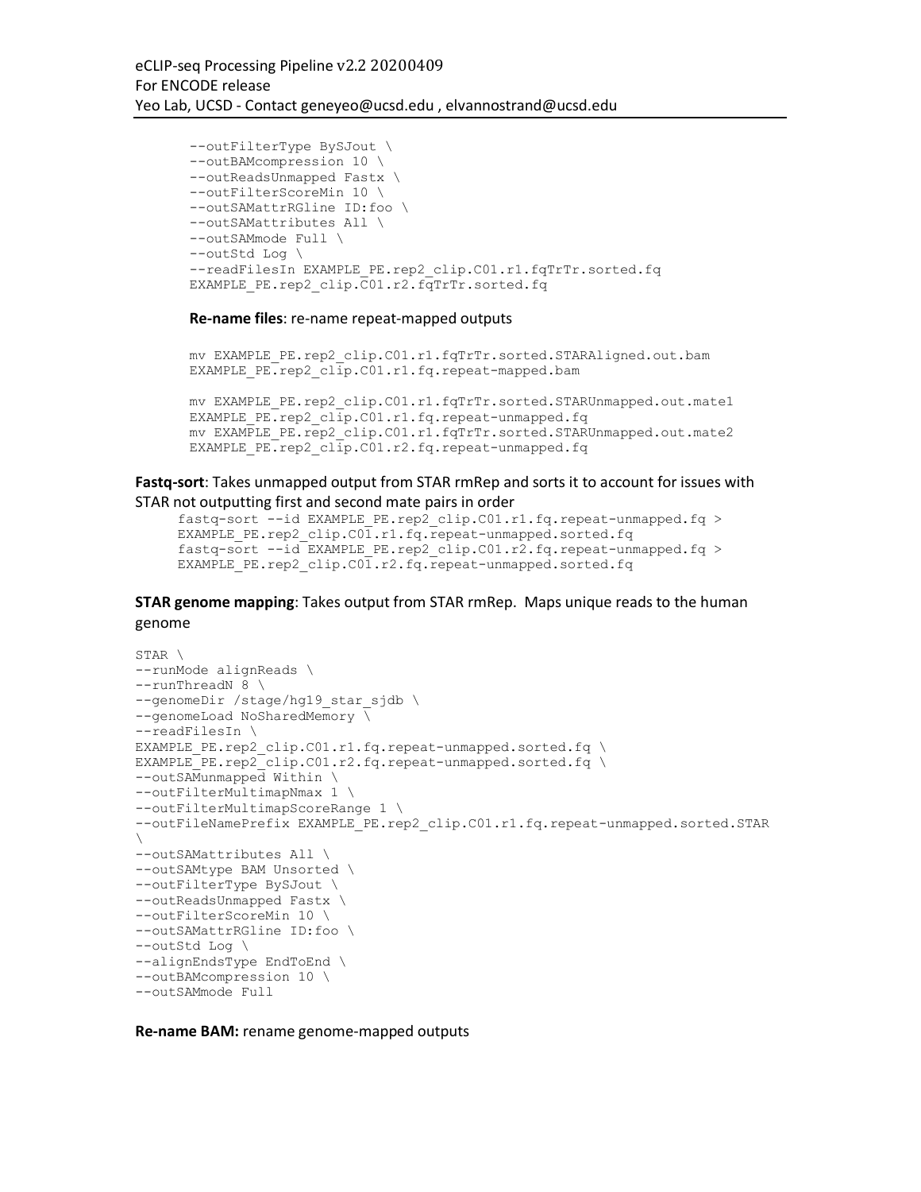```
--outFilterType BySJout \
--outBAMcompression 10 \
--outReadsUnmapped Fastx \
--outFilterScoreMin 10 \
--outSAMattrRGline ID:foo \
--outSAMattributes All \
--outSAMmode Full \
--outStd Log \
--readFilesIn EXAMPLE_PE.rep2_clip.C01.r1.fqTrTr.sorted.fq
EXAMPLE_PE.rep2_clip.C01.r2.fqTrTr.sorted.fq
```

**Re-name files**: re-name repeat-mapped outputs

```
mv EXAMPLE_PE.rep2_clip.C01.r1.fqTrTr.sorted.STARAligned.out.bam
EXAMPLE_PE.rep2_clip.C01.r1.fq.repeat-mapped.bam

mv EXAMPLE_PE.rep2_clip.C01.r1.fqTrTr.sorted.STARUnmapped.out.mate1
EXAMPLE_PE.rep2_clip.C01.r1.fq.repeat-unmapped.fq
mv EXAMPLE_PE.rep2_clip.C01.r1.fqTrTr.sorted.STARUnmapped.out.mate2
EXAMPLE_PE.rep2_clip.C01.r2.fq.repeat-unmapped.fq
```

**Fastq-sort**: Takes unmapped output from STAR rmRep and sorts it to account for issues with STAR not outputting first and second mate pairs in order

```
fastq-sort --id EXAMPLE_PE.rep2_clip.C01.r1.fq.repeat-unmapped.fq >
EXAMPLE_PE.rep2_clip.C01.r1.fq.repeat-unmapped.sorted.fq
fastq-sort --id EXAMPLE_PE.rep2_clip.C01.r2.fq.repeat-unmapped.fq >
EXAMPLE_PE.rep2_clip.C01.r2.fq.repeat-unmapped.sorted.fq
```

**STAR genome mapping**: Takes output from STAR rmRep. Maps unique reads to the human genome

```
STAR \
--runMode alignReads \
--runThreadN 8 \
--genomeDir /stage/hg19_star_sjdb \
--genomeLoad NoSharedMemory \
--readFilesIn \
EXAMPLE_PE.rep2_clip.C01.r1.fq.repeat-unmapped.sorted.fq \
EXAMPLE_PE.rep2_clip.C01.r2.fq.repeat-unmapped.sorted.fq \
--outSAMunmapped Within \
--outFilterMultimapNmax 1 \
--outFilterMultimapScoreRange 1 \
--outFileNamePrefix EXAMPLE_PE.rep2_clip.C01.r1.fq.repeat-unmapped.sorted.STAR
\
--outSAMattributes All \
--outSAMtype BAM Unsorted \
--outFilterType BySJout \
--outReadsUnmapped Fastx \
--outFilterScoreMin 10 \
--outSAMattrRGline ID:foo \
--outStd Log \
--alignEndsType EndToEnd \
--outBAMcompression 10 \
--outSAMmode Full
```

**Re-name BAM:** rename genome-mapped outputs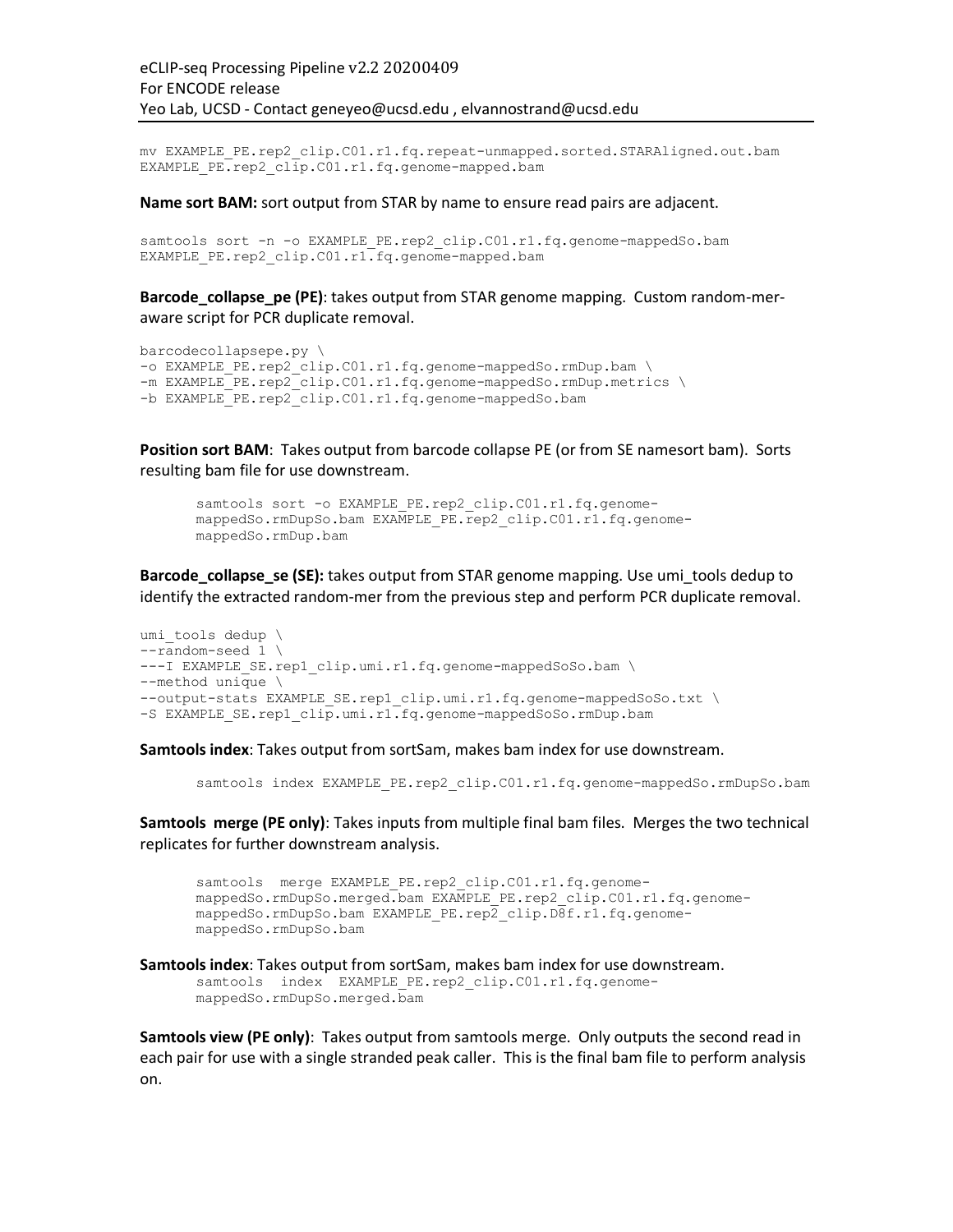```
mv EXAMPLE_PE.rep2_clip.C01.r1.fq.repeat-unmapped.sorted.STARAligned.out.bam
EXAMPLE_PE.rep2_clip.C01.r1.fq.genome-mapped.bam
```

**Name sort BAM:** sort output from STAR by name to ensure read pairs are adjacent.

```
samtools sort -n -o EXAMPLE_PE.rep2_clip.C01.r1.fq.genome-mappedSo.bam
EXAMPLE_PE.rep2_clip.C01.r1.fq.genome-mapped.bam
```

**Barcode_collapse_pe (PE)**: takes output from STAR genome mapping. Custom random-mer-aware script for PCR duplicate removal.

```
barcodecollapsepe.py \
-o EXAMPLE_PE.rep2_clip.C01.r1.fq.genome-mappedSo.rmDup.bam \
-m EXAMPLE_PE.rep2_clip.C01.r1.fq.genome-mappedSo.rmDup.metrics \
-b EXAMPLE_PE.rep2_clip.C01.r1.fq.genome-mappedSo.bam
```

**Position sort BAM**: Takes output from barcode collapse PE (or from SE namesort bam). Sorts resulting bam file for use downstream.

```
samtools sort -o EXAMPLE_PE.rep2_clip.C01.r1.fq.genome-
mappedSo.rmDupSo.bam EXAMPLE_PE.rep2_clip.C01.r1.fq.genome-
mappedSo.rmDup.bam
```

**Barcode_collapse_se (SE):** takes output from STAR genome mapping. Use umi_tools dedup to identify the extracted random-mer from the previous step and perform PCR duplicate removal.

```
umi_tools dedup \
--random-seed 1 \
---I EXAMPLE_SE.rep1_clip.umi.r1.fq.genome-mappedSoSo.bam \
--method unique \
--output-stats EXAMPLE_SE.rep1_clip.umi.r1.fq.genome-mappedSoSo.txt \
-S EXAMPLE_SE.rep1_clip.umi.r1.fq.genome-mappedSoSo.rmDup.bam
```

**Samtools index**: Takes output from sortSam, makes bam index for use downstream.

```
samtools index EXAMPLE_PE.rep2_clip.C01.r1.fq.genome-mappedSo.rmDupSo.bam
```

**Samtools merge (PE only)**: Takes inputs from multiple final bam files. Merges the two technical replicates for further downstream analysis.

```
samtools  merge EXAMPLE_PE.rep2_clip.C01.r1.fq.genome-
mappedSo.rmDupSo.merged.bam EXAMPLE_PE.rep2_clip.C01.r1.fq.genome-
mappedSo.rmDupSo.bam EXAMPLE_PE.rep2_clip.D8f.r1.fq.genome-
mappedSo.rmDupSo.bam
```

**Samtools index**: Takes output from sortSam, makes bam index for use downstream.

```
samtools  index  EXAMPLE_PE.rep2_clip.C01.r1.fq.genome-
mappedSo.rmDupSo.merged.bam
```

**Samtools view (PE only)**: Takes output from samtools merge. Only outputs the second read in each pair for use with a single stranded peak caller. This is the final bam file to perform analysis on.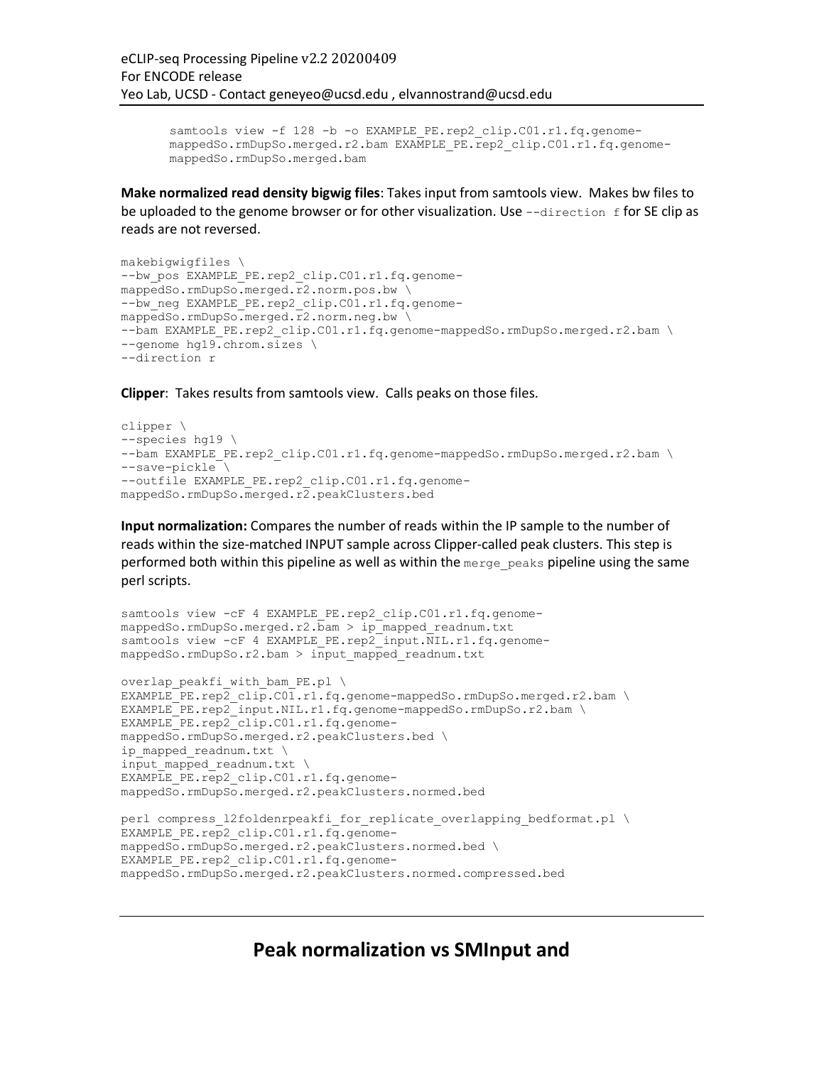```
samtools view -f 128 -b -o EXAMPLE_PE.rep2_clip.C01.r1.fq.genome-
mappedSo.rmDupSo.merged.r2.bam EXAMPLE_PE.rep2_clip.C01.r1.fq.genome-
mappedSo.rmDupSo.merged.bam
```

**Make normalized read density bigwig files**: Takes input from samtools view. Makes bw files to be uploaded to the genome browser or for other visualization. Use `--direction f` for SE clip as reads are not reversed.

```
makebigwigfiles \
--bw_pos EXAMPLE_PE.rep2_clip.C01.r1.fq.genome-
mappedSo.rmDupSo.merged.r2.norm.pos.bw \
--bw_neg EXAMPLE_PE.rep2_clip.C01.r1.fq.genome-
mappedSo.rmDupSo.merged.r2.norm.neg.bw \
--bam EXAMPLE_PE.rep2_clip.C01.r1.fq.genome-mappedSo.rmDupSo.merged.r2.bam \
--genome hg19.chrom.sizes \
--direction r
```

**Clipper**: Takes results from samtools view. Calls peaks on those files.

```
clipper \
--species hg19 \
--bam EXAMPLE_PE.rep2_clip.C01.r1.fq.genome-mappedSo.rmDupSo.merged.r2.bam \
--save-pickle \
--outfile EXAMPLE_PE.rep2_clip.C01.r1.fq.genome-
mappedSo.rmDupSo.merged.r2.peakClusters.bed
```

**Input normalization:** Compares the number of reads within the IP sample to the number of reads within the size-matched INPUT sample across Clipper-called peak clusters. This step is performed both within this pipeline as well as within the `merge_peaks` pipeline using the same perl scripts.

```
samtools view -cF 4 EXAMPLE_PE.rep2_clip.C01.r1.fq.genome-
mappedSo.rmDupSo.merged.r2.bam > ip_mapped_readnum.txt
samtools view -cF 4 EXAMPLE_PE.rep2_input.NIL.r1.fq.genome-
mappedSo.rmDupSo.r2.bam > input_mapped_readnum.txt

overlap_peakfi_with_bam_PE.pl \
EXAMPLE_PE.rep2_clip.C01.r1.fq.genome-mappedSo.rmDupSo.merged.r2.bam \
EXAMPLE_PE.rep2_input.NIL.r1.fq.genome-mappedSo.rmDupSo.r2.bam \
EXAMPLE_PE.rep2_clip.C01.r1.fq.genome-
mappedSo.rmDupSo.merged.r2.peakClusters.bed \
ip_mapped_readnum.txt \
input_mapped_readnum.txt \
EXAMPLE_PE.rep2_clip.C01.r1.fq.genome-
mappedSo.rmDupSo.merged.r2.peakClusters.normed.bed

perl compress_l2foldenrpeakfi_for_replicate_overlapping_bedformat.pl \
EXAMPLE_PE.rep2_clip.C01.r1.fq.genome-
mappedSo.rmDupSo.merged.r2.peakClusters.normed.bed \
EXAMPLE_PE.rep2_clip.C01.r1.fq.genome-
mappedSo.rmDupSo.merged.r2.peakClusters.normed.compressed.bed
```

---

# Peak normalization vs SMInput and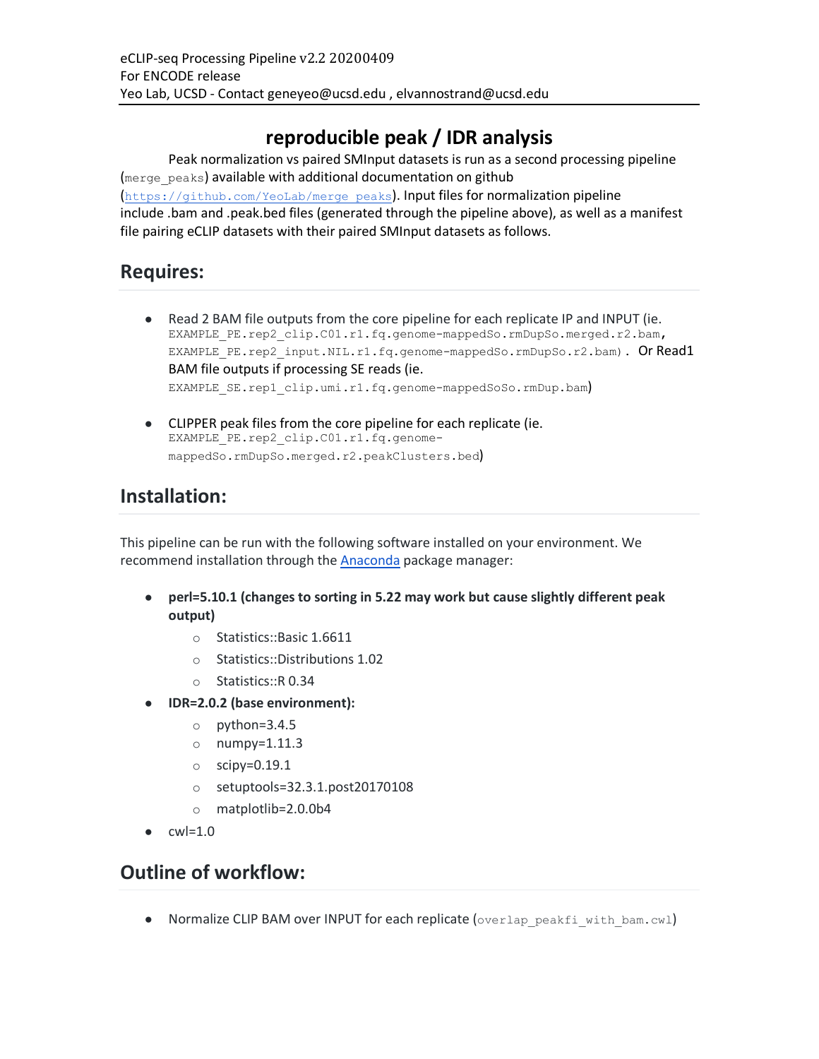# reproducible peak / IDR analysis

Peak normalization vs paired SMInput datasets is run as a second processing pipeline (`merge_peaks`) available with additional documentation on github (https://github.com/YeoLab/merge_peaks). Input files for normalization pipeline include .bam and .peak.bed files (generated through the pipeline above), as well as a manifest file pairing eCLIP datasets with their paired SMInput datasets as follows.

## Requires:

- Read 2 BAM file outputs from the core pipeline for each replicate IP and INPUT (ie. `EXAMPLE_PE.rep2_clip.C01.r1.fq.genome-mappedSo.rmDupSo.merged.r2.bam`, `EXAMPLE_PE.rep2_input.NIL.r1.fq.genome-mappedSo.rmDupSo.r2.bam`). Or Read1 BAM file outputs if processing SE reads (ie. `EXAMPLE_SE.rep1_clip.umi.r1.fq.genome-mappedSoSo.rmDup.bam`)
- CLIPPER peak files from the core pipeline for each replicate (ie. `EXAMPLE_PE.rep2_clip.C01.r1.fq.genome-mappedSo.rmDupSo.merged.r2.peakClusters.bed`)

## Installation:

This pipeline can be run with the following software installed on your environment. We recommend installation through the Anaconda package manager:

- **perl=5.10.1 (changes to sorting in 5.22 may work but cause slightly different peak output)**
  - Statistics::Basic 1.6611
  - Statistics::Distributions 1.02
  - Statistics::R 0.34
- **IDR=2.0.2 (base environment):**
  - python=3.4.5
  - numpy=1.11.3
  - scipy=0.19.1
  - setuptools=32.3.1.post20170108
  - matplotlib=2.0.0b4
- cwl=1.0

## Outline of workflow:

- Normalize CLIP BAM over INPUT for each replicate (`overlap_peakfi_with_bam.cwl`)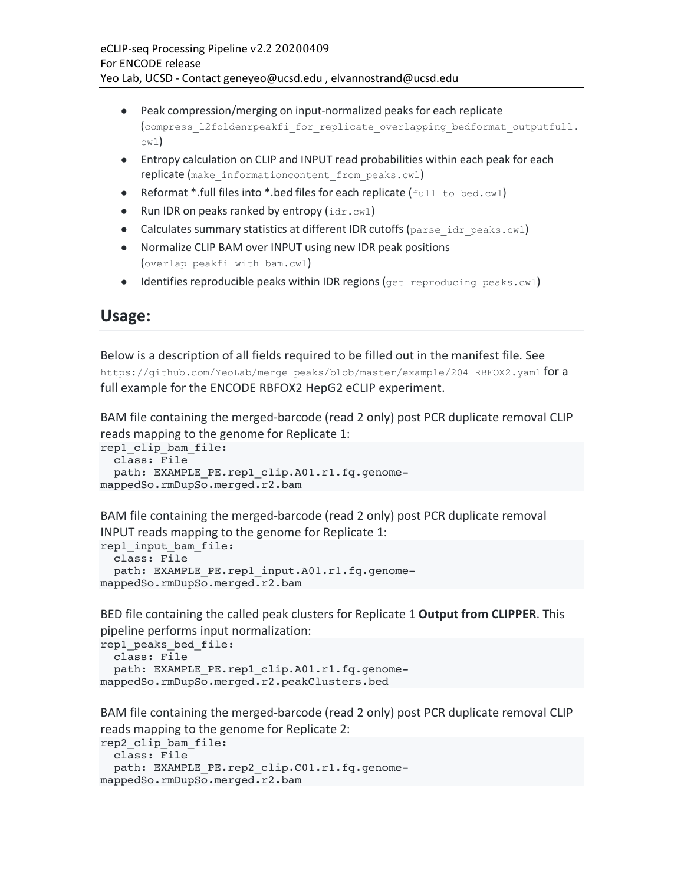- Peak compression/merging on input-normalized peaks for each replicate (`compress_l2foldenrpeakfi_for_replicate_overlapping_bedformat_outputfull.cwl`)
- Entropy calculation on CLIP and INPUT read probabilities within each peak for each replicate (`make_informationcontent_from_peaks.cwl`)
- Reformat *.full files into *.bed files for each replicate (`full_to_bed.cwl`)
- Run IDR on peaks ranked by entropy (`idr.cwl`)
- Calculates summary statistics at different IDR cutoffs (`parse_idr_peaks.cwl`)
- Normalize CLIP BAM over INPUT using new IDR peak positions (`overlap_peakfi_with_bam.cwl`)
- Identifies reproducible peaks within IDR regions (`get_reproducing_peaks.cwl`)

## Usage:

Below is a description of all fields required to be filled out in the manifest file. See `https://github.com/YeoLab/merge_peaks/blob/master/example/204_RBFOX2.yaml` for a full example for the ENCODE RBFOX2 HepG2 eCLIP experiment.

BAM file containing the merged-barcode (read 2 only) post PCR duplicate removal CLIP reads mapping to the genome for Replicate 1:

```
rep1_clip_bam_file:
  class: File
  path: EXAMPLE_PE.rep1_clip.A01.r1.fq.genome-mappedSo.rmDupSo.merged.r2.bam
```

BAM file containing the merged-barcode (read 2 only) post PCR duplicate removal INPUT reads mapping to the genome for Replicate 1:

```
rep1_input_bam_file:
  class: File
  path: EXAMPLE_PE.rep1_input.A01.r1.fq.genome-mappedSo.rmDupSo.merged.r2.bam
```

BED file containing the called peak clusters for Replicate 1 **Output from CLIPPER**. This pipeline performs input normalization:

```
rep1_peaks_bed_file:
  class: File
  path: EXAMPLE_PE.rep1_clip.A01.r1.fq.genome-mappedSo.rmDupSo.merged.r2.peakClusters.bed
```

BAM file containing the merged-barcode (read 2 only) post PCR duplicate removal CLIP reads mapping to the genome for Replicate 2:

```
rep2_clip_bam_file:
  class: File
  path: EXAMPLE_PE.rep2_clip.C01.r1.fq.genome-mappedSo.rmDupSo.merged.r2.bam
```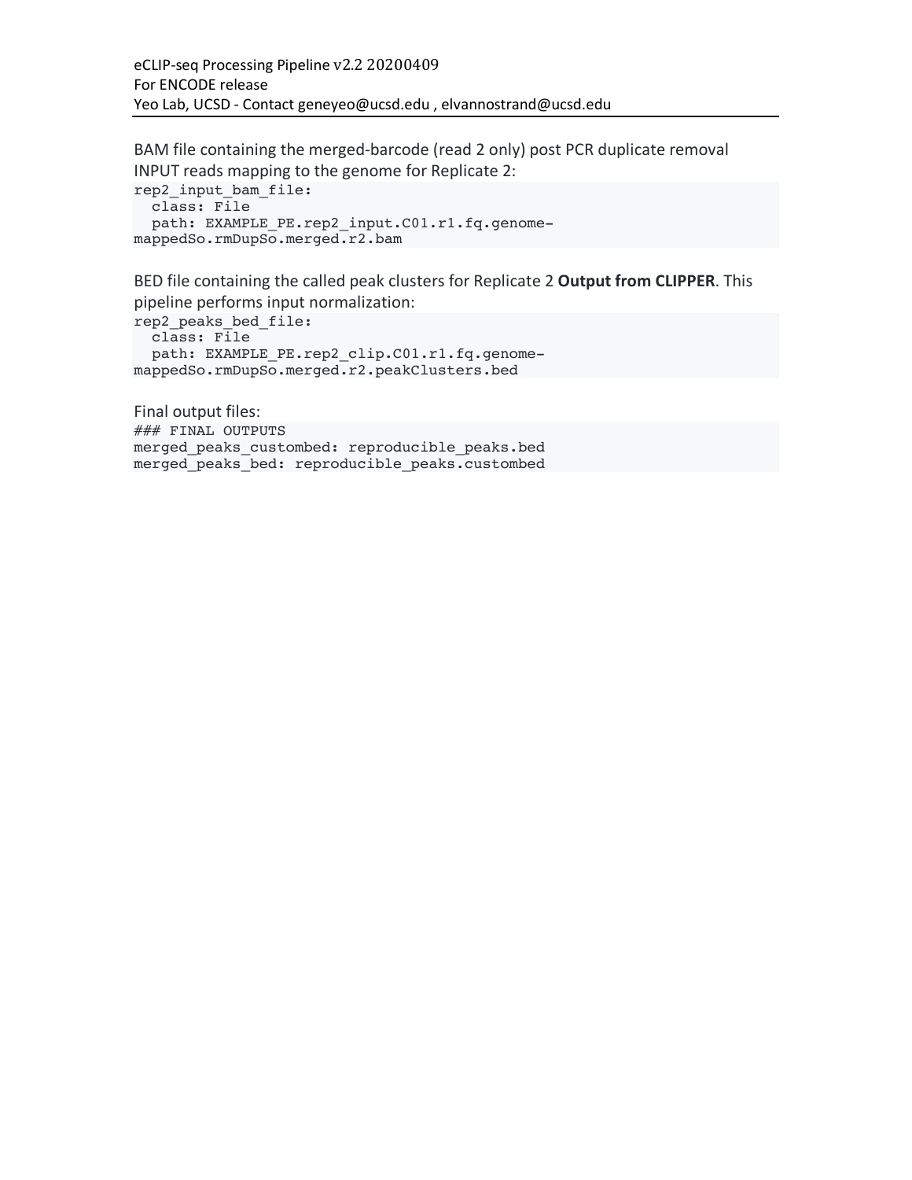BAM file containing the merged-barcode (read 2 only) post PCR duplicate removal INPUT reads mapping to the genome for Replicate 2:

```
rep2_input_bam_file:
  class: File
  path: EXAMPLE_PE.rep2_input.C01.r1.fq.genome-
mappedSo.rmDupSo.merged.r2.bam
```

BED file containing the called peak clusters for Replicate 2 **Output from CLIPPER**. This pipeline performs input normalization:

```
rep2_peaks_bed_file:
  class: File
  path: EXAMPLE_PE.rep2_clip.C01.r1.fq.genome-
mappedSo.rmDupSo.merged.r2.peakClusters.bed
```

Final output files:

```
### FINAL OUTPUTS
merged_peaks_custombed: reproducible_peaks.bed
merged_peaks_bed: reproducible_peaks.custombed
```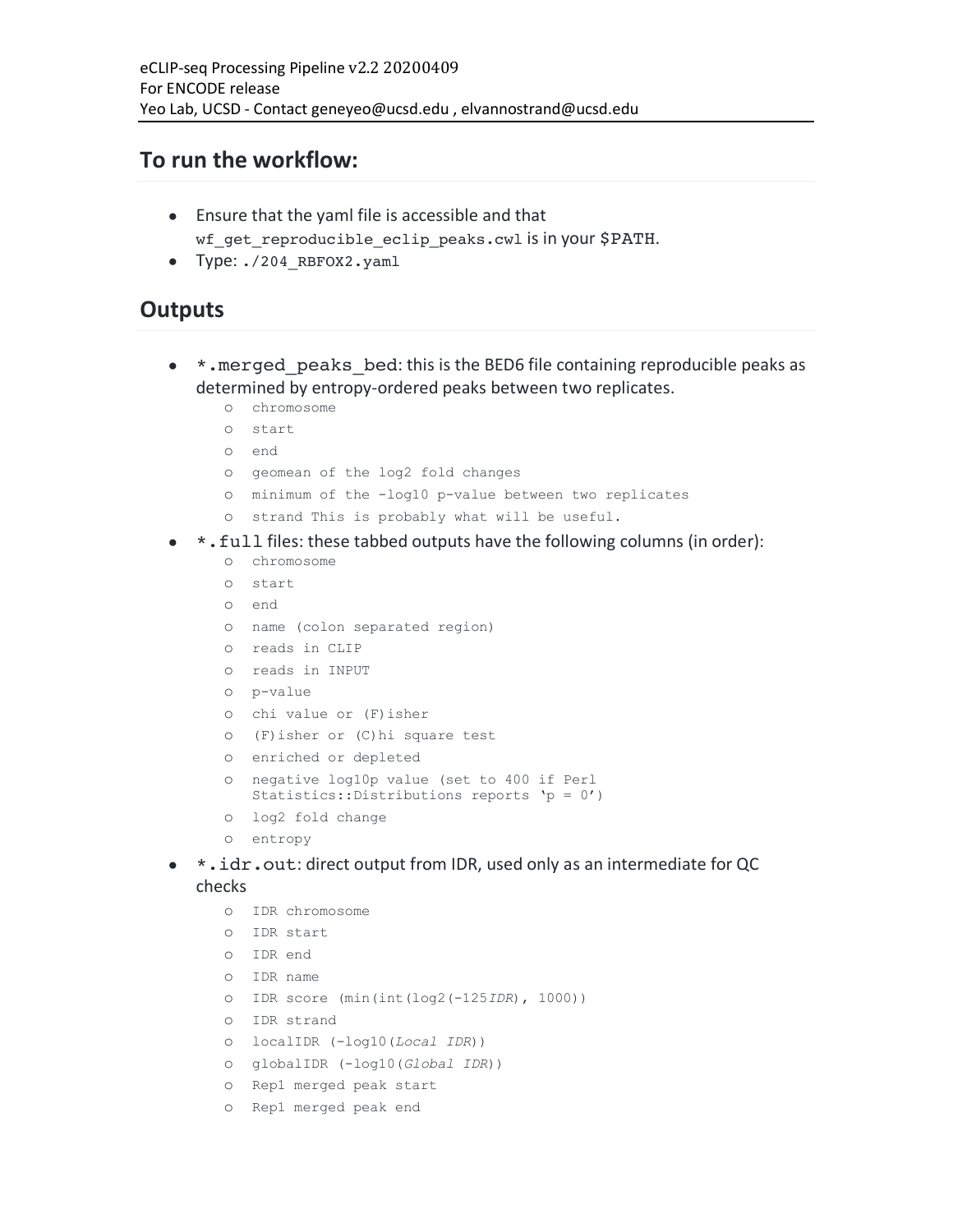eCLIP-seq Processing Pipeline v2.2 20200409
For ENCODE release
Yeo Lab, UCSD - Contact geneyeo@ucsd.edu , elvannostrand@ucsd.edu

## To run the workflow:

- Ensure that the yaml file is accessible and that `wf_get_reproducible_eclip_peaks.cwl` is in your `$PATH`.
- Type: `./204_RBFOX2.yaml`

## Outputs

- `*.merged_peaks_bed`: this is the BED6 file containing reproducible peaks as determined by entropy-ordered peaks between two replicates.
  - chromosome
  - start
  - end
  - geomean of the log2 fold changes
  - minimum of the -log10 p-value between two replicates
  - strand This is probably what will be useful.
- `*.full` files: these tabbed outputs have the following columns (in order):
  - chromosome
  - start
  - end
  - name (colon separated region)
  - reads in CLIP
  - reads in INPUT
  - p-value
  - chi value or (F)isher
  - (F)isher or (C)hi square test
  - enriched or depleted
  - negative log10p value (set to 400 if Perl Statistics::Distributions reports 'p = 0')
  - log2 fold change
  - entropy
- `*.idr.out`: direct output from IDR, used only as an intermediate for QC checks
  - IDR chromosome
  - IDR start
  - IDR end
  - IDR name
  - IDR score (min(int(log2(-125*IDR*), 1000))
  - IDR strand
  - localIDR (-log10(*Local IDR*))
  - globalIDR (-log10(*Global IDR*))
  - Rep1 merged peak start
  - Rep1 merged peak end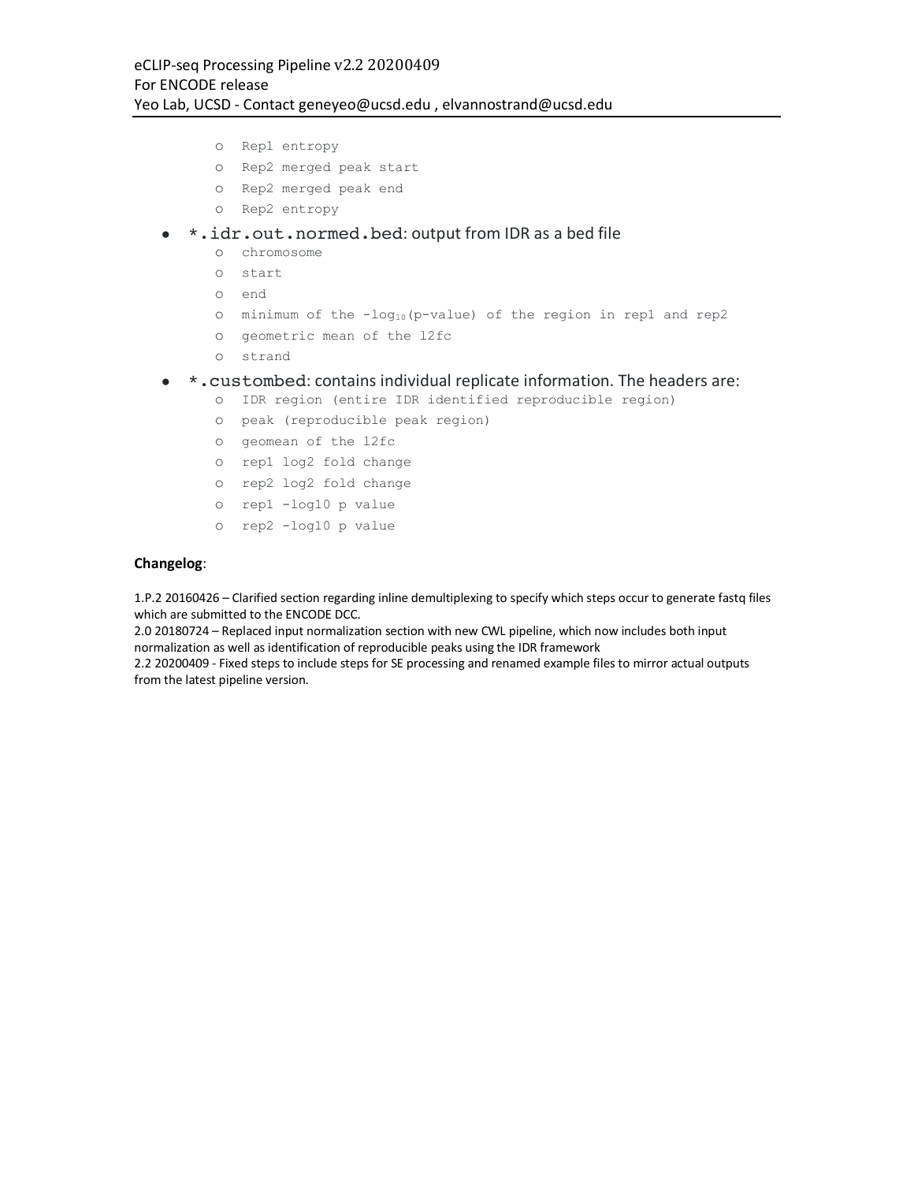- Rep1 entropy
    - Rep2 merged peak start
    - Rep2 merged peak end
    - Rep2 entropy
- `*.idr.out.normed.bed`: output from IDR as a bed file
    - chromosome
    - start
    - end
    - minimum of the -$\log_{10}$(p-value) of the region in rep1 and rep2
    - geometric mean of the l2fc
    - strand
- `*.custombed`: contains individual replicate information. The headers are:
    - IDR region (entire IDR identified reproducible region)
    - peak (reproducible peak region)
    - geomean of the l2fc
    - rep1 log2 fold change
    - rep2 log2 fold change
    - rep1 -log10 p value
    - rep2 -log10 p value

**Changelog**:

1.P.2 20160426 – Clarified section regarding inline demultiplexing to specify which steps occur to generate fastq files which are submitted to the ENCODE DCC.
2.0 20180724 – Replaced input normalization section with new CWL pipeline, which now includes both input normalization as well as identification of reproducible peaks using the IDR framework
2.2 20200409 - Fixed steps to include steps for SE processing and renamed example files to mirror actual outputs from the latest pipeline version.